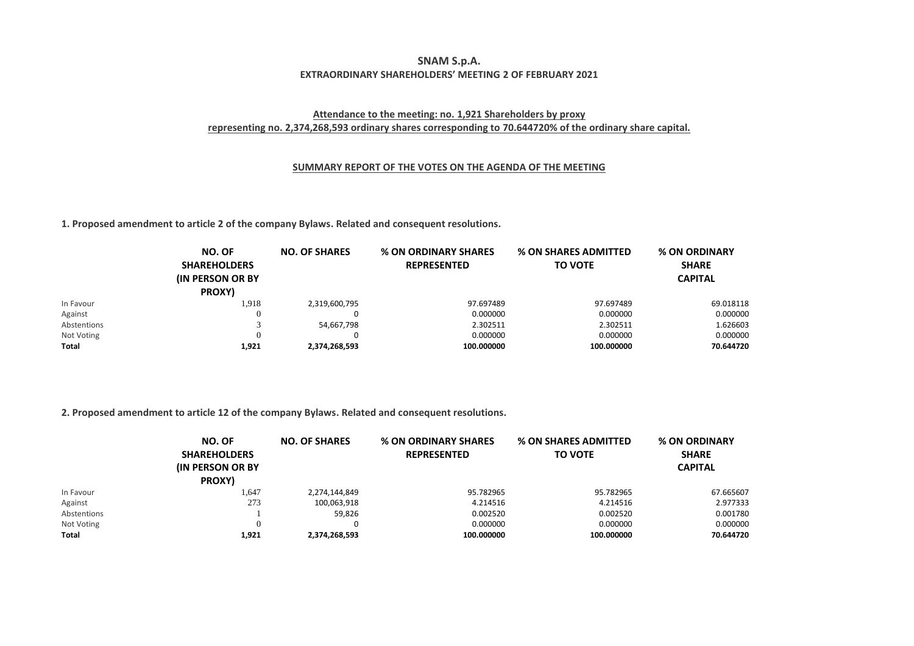# SNAM S.p.A.

## EXTRAORDINARY SHAREHOLDERS' MEETING 2 OF FEBRUARY 2021

**Attendance to the meeting: no. 1,921 Shareholders by proxy representing no. 2,374,268,593 ordinary shares corresponding to 70.644720% of the ordinary share capital.**

**SUMMARY REPORT OF THE VOTES ON THE AGENDA OF THE MEETING**

**1. Proposed amendment to article 2 of the company Bylaws. Related and consequent resolutions.**

| | NO. OF SHAREHOLDERS (IN PERSON OR BY PROXY) | NO. OF SHARES | % ON ORDINARY SHARES REPRESENTED | % ON SHARES ADMITTED TO VOTE | % ON ORDINARY SHARE CAPITAL |
|---|---|---|---|---|---|
| In Favour | 1,918 | 2,319,600,795 | 97.697489 | 97.697489 | 69.018118 |
| Against | 0 | 0 | 0.000000 | 0.000000 | 0.000000 |
| Abstentions | 3 | 54,667,798 | 2.302511 | 2.302511 | 1.626603 |
| Not Voting | 0 | 0 | 0.000000 | 0.000000 | 0.000000 |
| **Total** | **1,921** | **2,374,268,593** | **100.000000** | **100.000000** | **70.644720** |

**2. Proposed amendment to article 12 of the company Bylaws. Related and consequent resolutions.**

| | NO. OF SHAREHOLDERS (IN PERSON OR BY PROXY) | NO. OF SHARES | % ON ORDINARY SHARES REPRESENTED | % ON SHARES ADMITTED TO VOTE | % ON ORDINARY SHARE CAPITAL |
|---|---|---|---|---|---|
| In Favour | 1,647 | 2,274,144,849 | 95.782965 | 95.782965 | 67.665607 |
| Against | 273 | 100,063,918 | 4.214516 | 4.214516 | 2.977333 |
| Abstentions | 1 | 59,826 | 0.002520 | 0.002520 | 0.001780 |
| Not Voting | 0 | 0 | 0.000000 | 0.000000 | 0.000000 |
| **Total** | **1,921** | **2,374,268,593** | **100.000000** | **100.000000** | **70.644720** |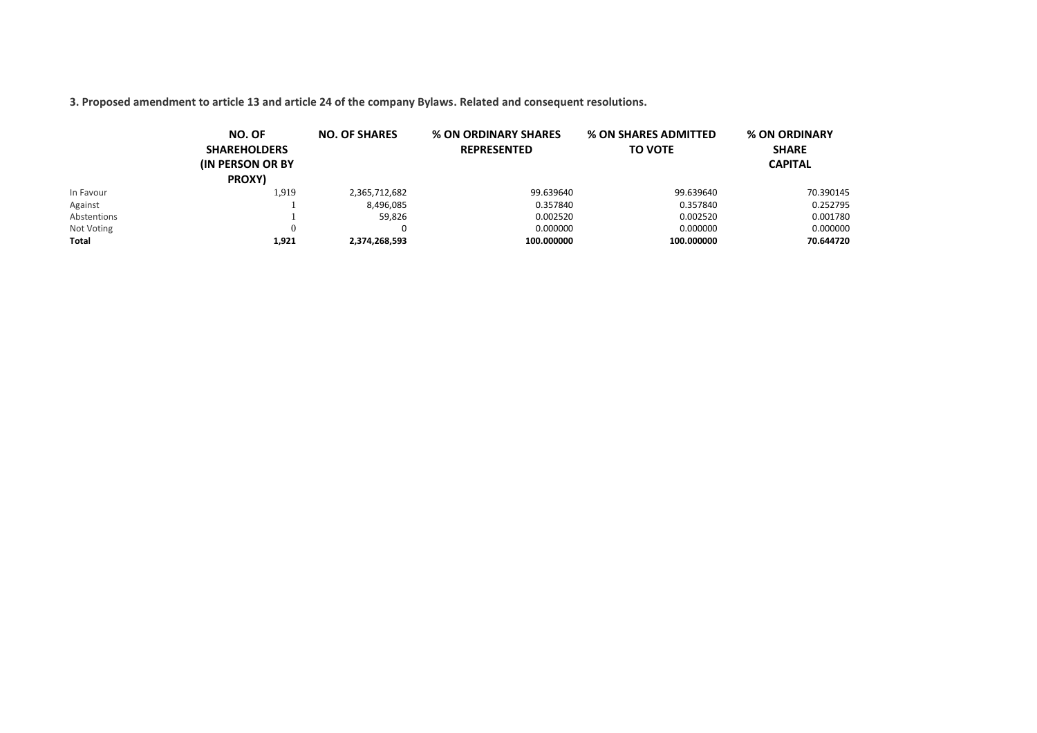**3. Proposed amendment to article 13 and article 24 of the company Bylaws. Related and consequent resolutions.**

| | NO. OF SHAREHOLDERS (IN PERSON OR BY PROXY) | NO. OF SHARES | % ON ORDINARY SHARES REPRESENTED | % ON SHARES ADMITTED TO VOTE | % ON ORDINARY SHARE CAPITAL |
|---|---|---|---|---|---|
| In Favour | 1,919 | 2,365,712,682 | 99.639640 | 99.639640 | 70.390145 |
| Against | 1 | 8,496,085 | 0.357840 | 0.357840 | 0.252795 |
| Abstentions | 1 | 59,826 | 0.002520 | 0.002520 | 0.001780 |
| Not Voting | 0 | 0 | 0.000000 | 0.000000 | 0.000000 |
| **Total** | **1,921** | **2,374,268,593** | **100.000000** | **100.000000** | **70.644720** |